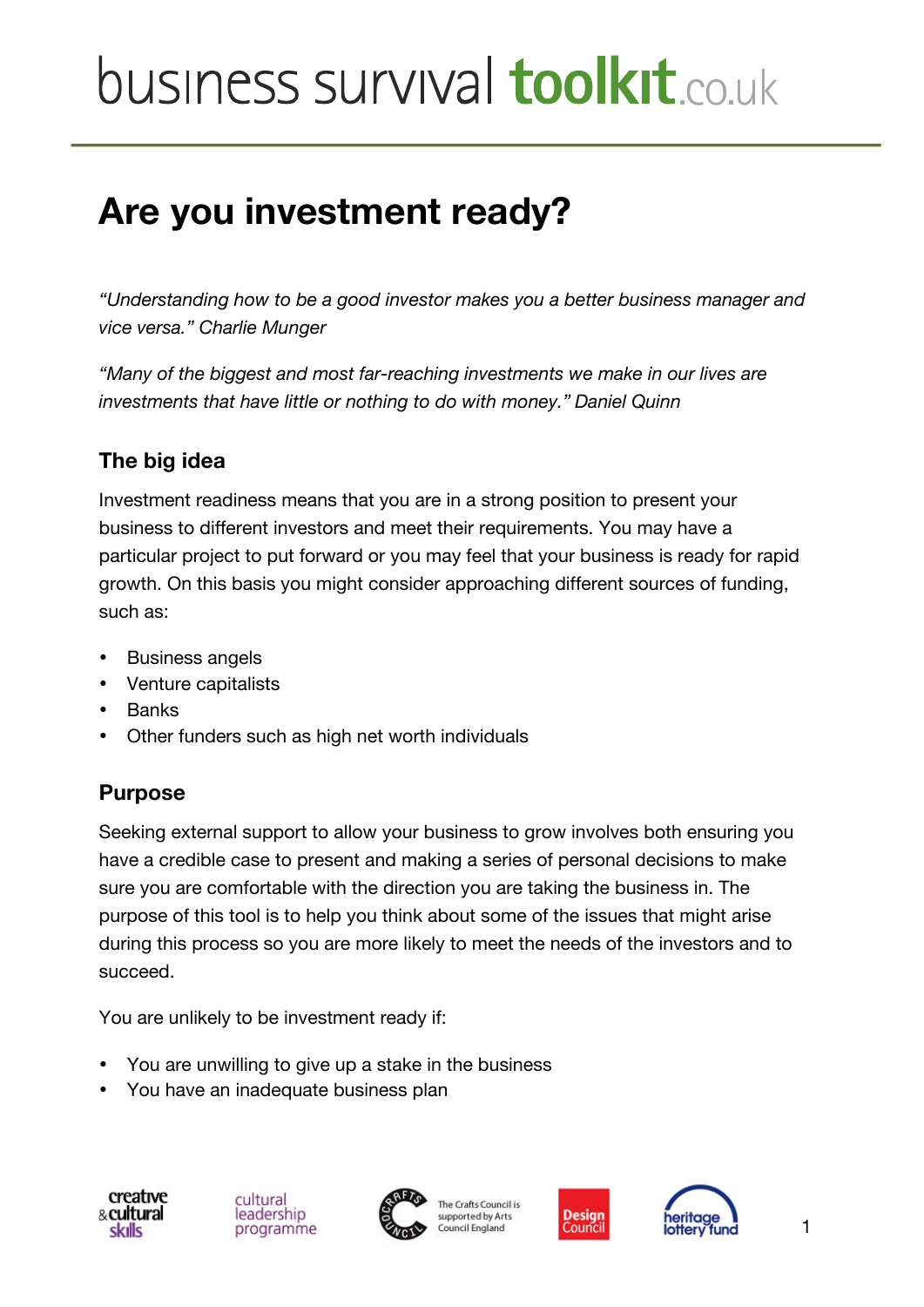# business survival toolkit.co.uk

## Are you investment ready?

*"Understanding how to be a good investor makes you a better business manager and vice versa." Charlie Munger*

*"Many of the biggest and most far-reaching investments we make in our lives are investments that have little or nothing to do with money." Daniel Quinn*

### The big idea

Investment readiness means that you are in a strong position to present your business to different investors and meet their requirements. You may have a particular project to put forward or you may feel that your business is ready for rapid growth. On this basis you might consider approaching different sources of funding, such as:

- Business angels
- Venture capitalists
- Banks
- Other funders such as high net worth individuals

### Purpose

Seeking external support to allow your business to grow involves both ensuring you have a credible case to present and making a series of personal decisions to make sure you are comfortable with the direction you are taking the business in. The purpose of this tool is to help you think about some of the issues that might arise during this process so you are more likely to meet the needs of the investors and to succeed.

You are unlikely to be investment ready if:

- You are unwilling to give up a stake in the business
- You have an inadequate business plan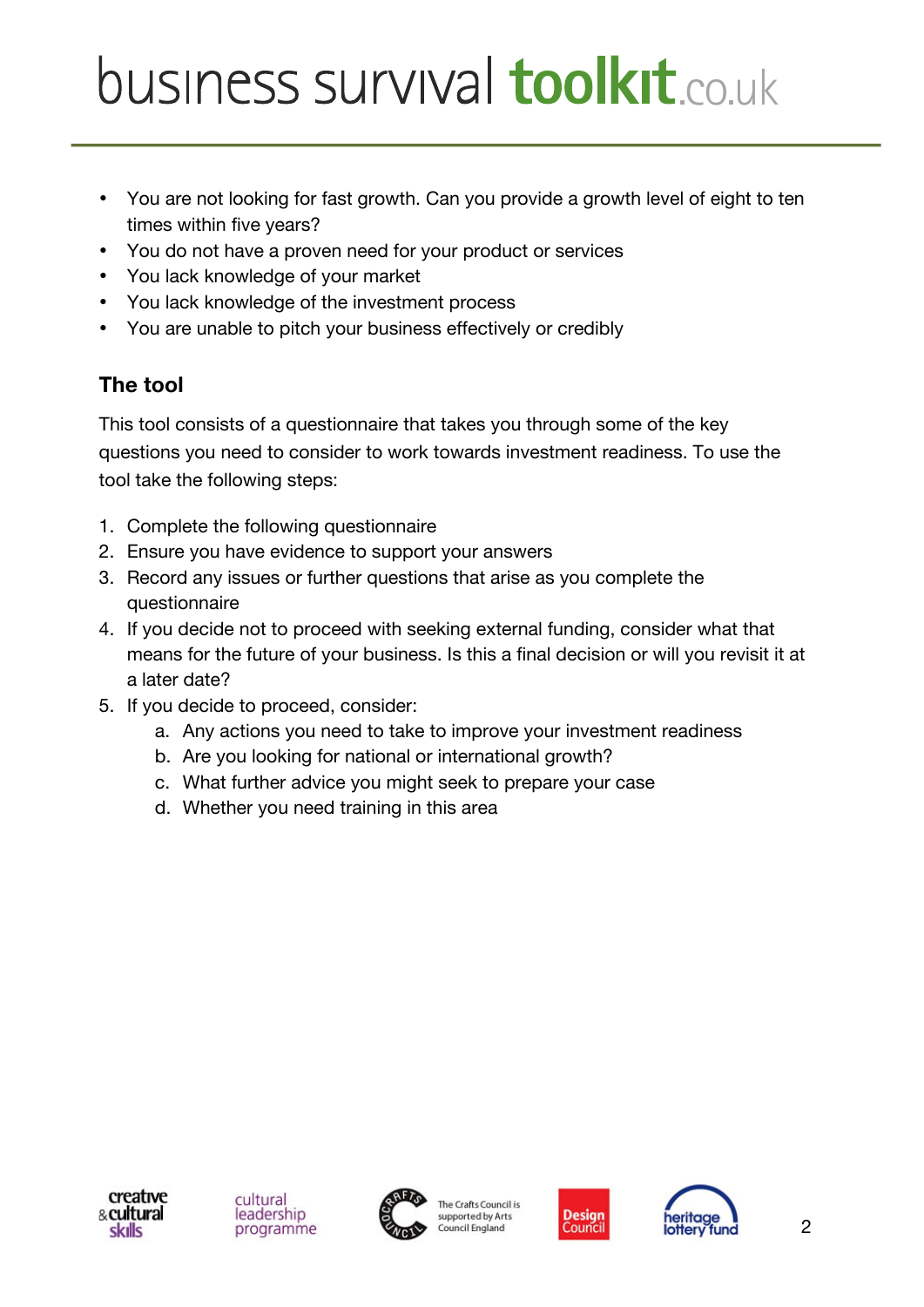- You are not looking for fast growth. Can you provide a growth level of eight to ten times within five years?
- You do not have a proven need for your product or services
- You lack knowledge of your market
- You lack knowledge of the investment process
- You are unable to pitch your business effectively or credibly

### The tool

This tool consists of a questionnaire that takes you through some of the key questions you need to consider to work towards investment readiness. To use the tool take the following steps:

1. Complete the following questionnaire
2. Ensure you have evidence to support your answers
3. Record any issues or further questions that arise as you complete the questionnaire
4. If you decide not to proceed with seeking external funding, consider what that means for the future of your business. Is this a final decision or will you revisit it at a later date?
5. If you decide to proceed, consider:
    a. Any actions you need to take to improve your investment readiness
    b. Are you looking for national or international growth?
    c. What further advice you might seek to prepare your case
    d. Whether you need training in this area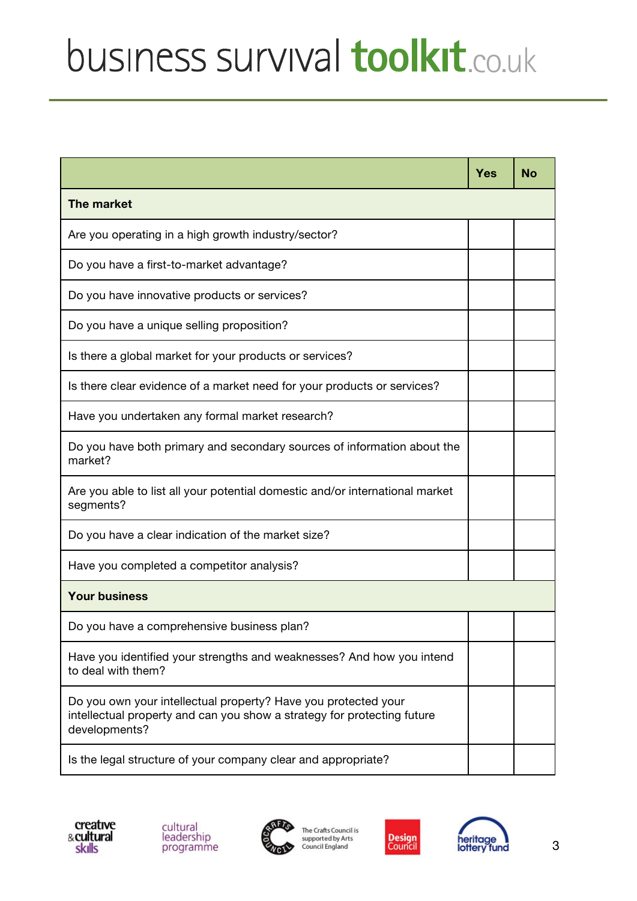| | Yes | No |
|---|---|---|
| **The market** | | |
| Are you operating in a high growth industry/sector? | | |
| Do you have a first-to-market advantage? | | |
| Do you have innovative products or services? | | |
| Do you have a unique selling proposition? | | |
| Is there a global market for your products or services? | | |
| Is there clear evidence of a market need for your products or services? | | |
| Have you undertaken any formal market research? | | |
| Do you have both primary and secondary sources of information about the market? | | |
| Are you able to list all your potential domestic and/or international market segments? | | |
| Do you have a clear indication of the market size? | | |
| Have you completed a competitor analysis? | | |
| **Your business** | | |
| Do you have a comprehensive business plan? | | |
| Have you identified your strengths and weaknesses? And how you intend to deal with them? | | |
| Do you own your intellectual property? Have you protected your intellectual property and can you show a strategy for protecting future developments? | | |
| Is the legal structure of your company clear and appropriate? | | |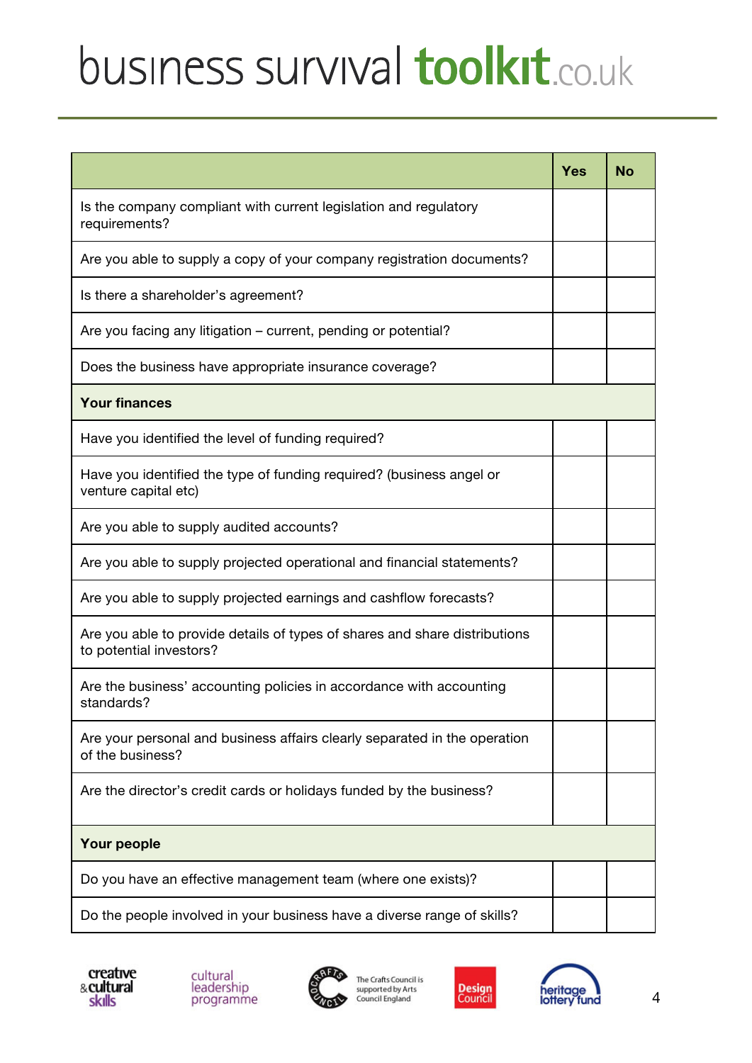| | Yes | No |
|---|---|---|
| Is the company compliant with current legislation and regulatory requirements? | | |
| Are you able to supply a copy of your company registration documents? | | |
| Is there a shareholder's agreement? | | |
| Are you facing any litigation – current, pending or potential? | | |
| Does the business have appropriate insurance coverage? | | |
| **Your finances** | | |
| Have you identified the level of funding required? | | |
| Have you identified the type of funding required? (business angel or venture capital etc) | | |
| Are you able to supply audited accounts? | | |
| Are you able to supply projected operational and financial statements? | | |
| Are you able to supply projected earnings and cashflow forecasts? | | |
| Are you able to provide details of types of shares and share distributions to potential investors? | | |
| Are the business' accounting policies in accordance with accounting standards? | | |
| Are your personal and business affairs clearly separated in the operation of the business? | | |
| Are the director's credit cards or holidays funded by the business? | | |
| **Your people** | | |
| Do you have an effective management team (where one exists)? | | |
| Do the people involved in your business have a diverse range of skills? | | |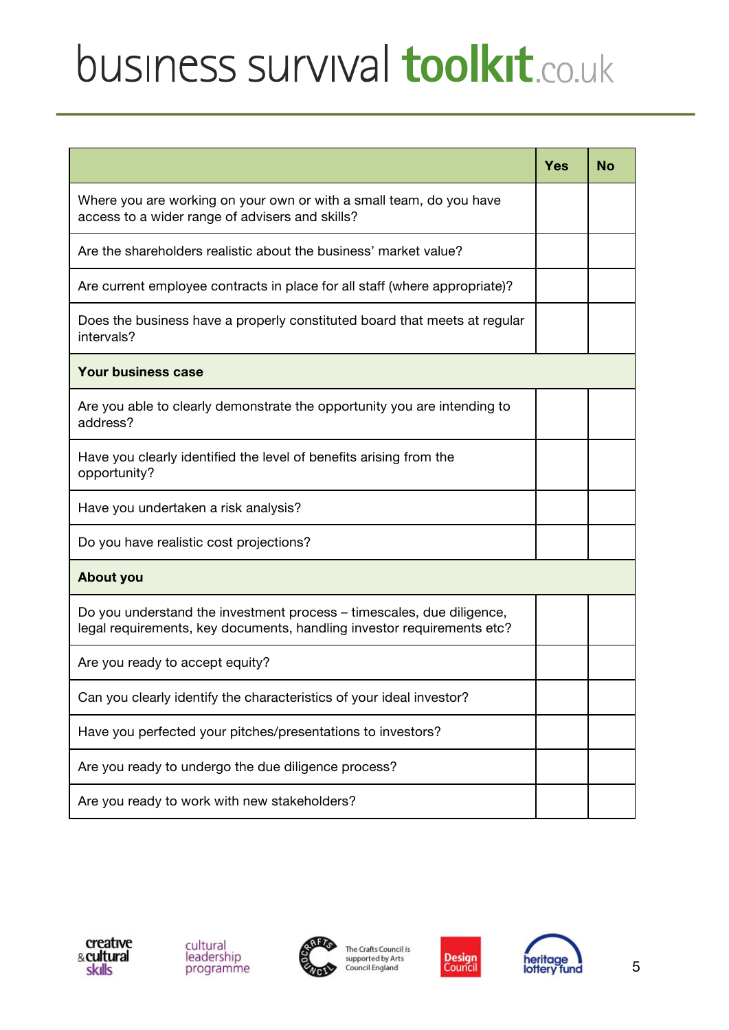| | Yes | No |
|---|---|---|
| Where you are working on your own or with a small team, do you have access to a wider range of advisers and skills? | | |
| Are the shareholders realistic about the business' market value? | | |
| Are current employee contracts in place for all staff (where appropriate)? | | |
| Does the business have a properly constituted board that meets at regular intervals? | | |
| **Your business case** | | |
| Are you able to clearly demonstrate the opportunity you are intending to address? | | |
| Have you clearly identified the level of benefits arising from the opportunity? | | |
| Have you undertaken a risk analysis? | | |
| Do you have realistic cost projections? | | |
| **About you** | | |
| Do you understand the investment process – timescales, due diligence, legal requirements, key documents, handling investor requirements etc? | | |
| Are you ready to accept equity? | | |
| Can you clearly identify the characteristics of your ideal investor? | | |
| Have you perfected your pitches/presentations to investors? | | |
| Are you ready to undergo the due diligence process? | | |
| Are you ready to work with new stakeholders? | | |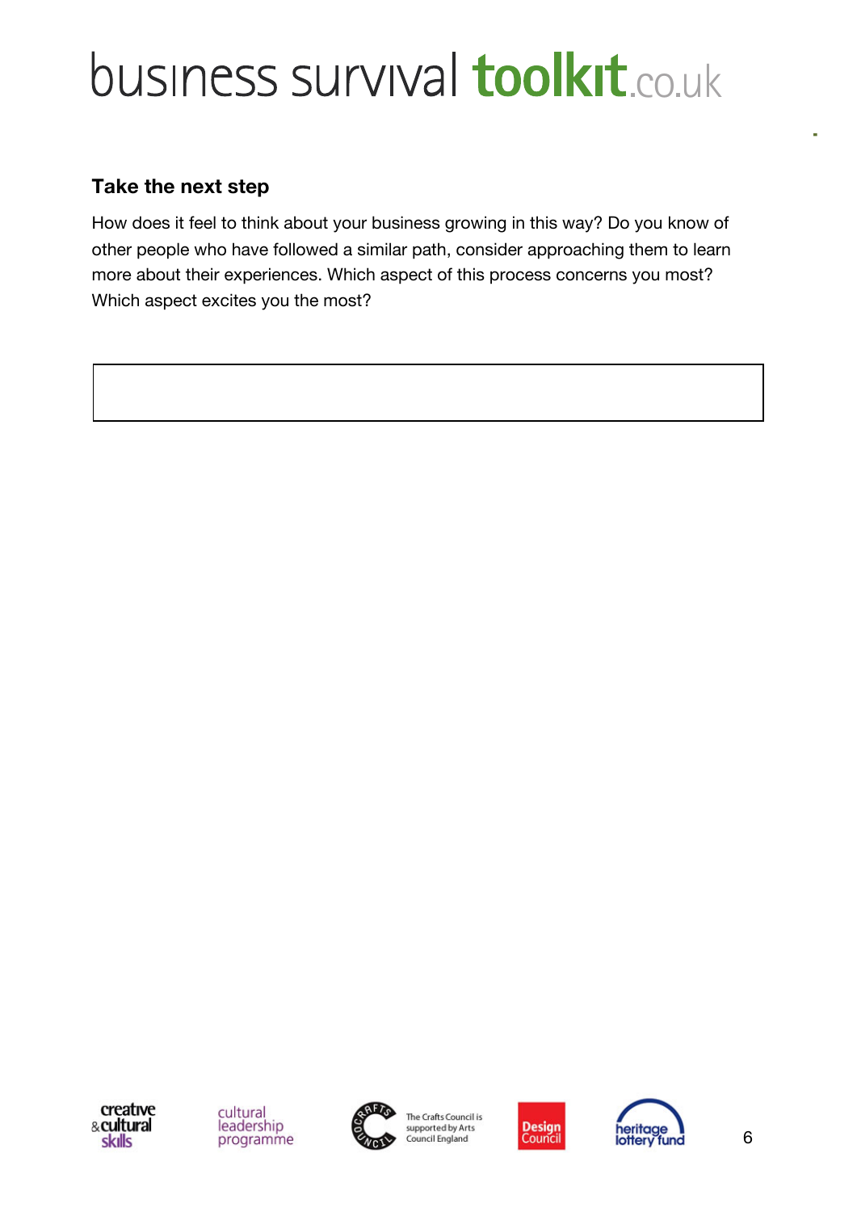## Take the next step

How does it feel to think about your business growing in this way? Do you know of other people who have followed a similar path, consider approaching them to learn more about their experiences. Which aspect of this process concerns you most? Which aspect excites you the most?